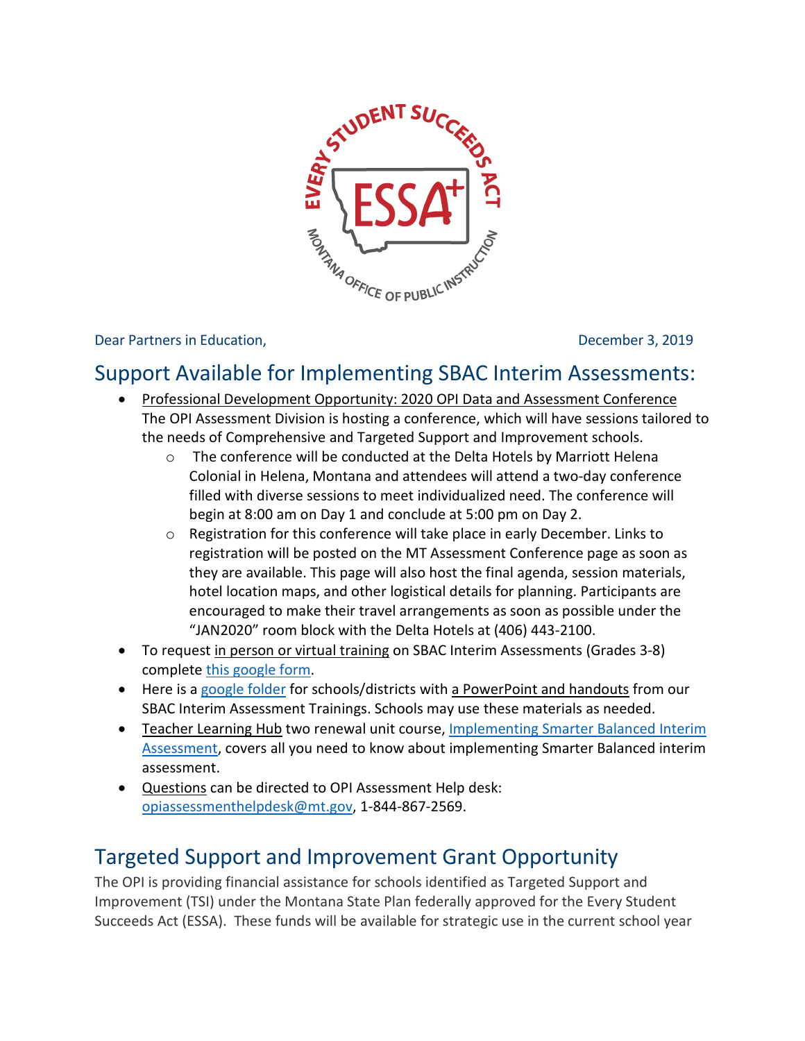Dear Partners in Education, December 3, 2019

## Support Available for Implementing SBAC Interim Assessments:

- Professional Development Opportunity: 2020 OPI Data and Assessment Conference
  The OPI Assessment Division is hosting a conference, which will have sessions tailored to the needs of Comprehensive and Targeted Support and Improvement schools.
  - The conference will be conducted at the Delta Hotels by Marriott Helena Colonial in Helena, Montana and attendees will attend a two-day conference filled with diverse sessions to meet individualized need. The conference will begin at 8:00 am on Day 1 and conclude at 5:00 pm on Day 2.
  - Registration for this conference will take place in early December. Links to registration will be posted on the MT Assessment Conference page as soon as they are available. This page will also host the final agenda, session materials, hotel location maps, and other logistical details for planning. Participants are encouraged to make their travel arrangements as soon as possible under the "JAN2020" room block with the Delta Hotels at (406) 443-2100.
- To request in person or virtual training on SBAC Interim Assessments (Grades 3-8) complete this google form.
- Here is a google folder for schools/districts with a PowerPoint and handouts from our SBAC Interim Assessment Trainings. Schools may use these materials as needed.
- Teacher Learning Hub two renewal unit course, Implementing Smarter Balanced Interim Assessment, covers all you need to know about implementing Smarter Balanced interim assessment.
- Questions can be directed to OPI Assessment Help desk: opiassessmenthelpdesk@mt.gov, 1-844-867-2569.

## Targeted Support and Improvement Grant Opportunity

The OPI is providing financial assistance for schools identified as Targeted Support and Improvement (TSI) under the Montana State Plan federally approved for the Every Student Succeeds Act (ESSA). These funds will be available for strategic use in the current school year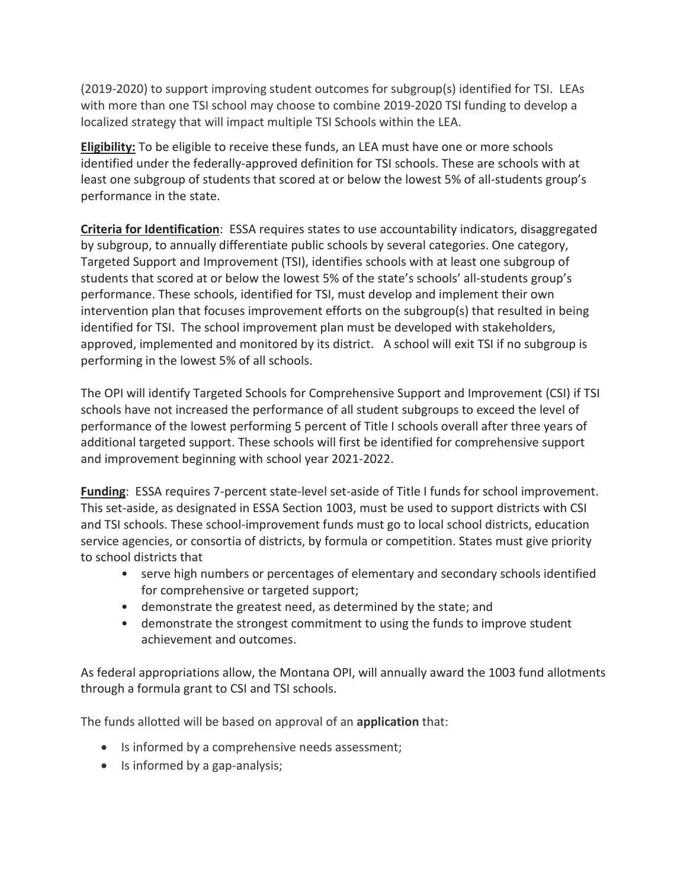(2019-2020) to support improving student outcomes for subgroup(s) identified for TSI. LEAs with more than one TSI school may choose to combine 2019-2020 TSI funding to develop a localized strategy that will impact multiple TSI Schools within the LEA.

**Eligibility:** To be eligible to receive these funds, an LEA must have one or more schools identified under the federally-approved definition for TSI schools. These are schools with at least one subgroup of students that scored at or below the lowest 5% of all-students group's performance in the state.

**Criteria for Identification**: ESSA requires states to use accountability indicators, disaggregated by subgroup, to annually differentiate public schools by several categories. One category, Targeted Support and Improvement (TSI), identifies schools with at least one subgroup of students that scored at or below the lowest 5% of the state's schools' all-students group's performance. These schools, identified for TSI, must develop and implement their own intervention plan that focuses improvement efforts on the subgroup(s) that resulted in being identified for TSI. The school improvement plan must be developed with stakeholders, approved, implemented and monitored by its district. A school will exit TSI if no subgroup is performing in the lowest 5% of all schools.

The OPI will identify Targeted Schools for Comprehensive Support and Improvement (CSI) if TSI schools have not increased the performance of all student subgroups to exceed the level of performance of the lowest performing 5 percent of Title I schools overall after three years of additional targeted support. These schools will first be identified for comprehensive support and improvement beginning with school year 2021-2022.

**Funding**: ESSA requires 7-percent state-level set-aside of Title I funds for school improvement. This set-aside, as designated in ESSA Section 1003, must be used to support districts with CSI and TSI schools. These school-improvement funds must go to local school districts, education service agencies, or consortia of districts, by formula or competition. States must give priority to school districts that

- serve high numbers or percentages of elementary and secondary schools identified for comprehensive or targeted support;
- demonstrate the greatest need, as determined by the state; and
- demonstrate the strongest commitment to using the funds to improve student achievement and outcomes.

As federal appropriations allow, the Montana OPI, will annually award the 1003 fund allotments through a formula grant to CSI and TSI schools.

The funds allotted will be based on approval of an **application** that:

- Is informed by a comprehensive needs assessment;
- Is informed by a gap-analysis;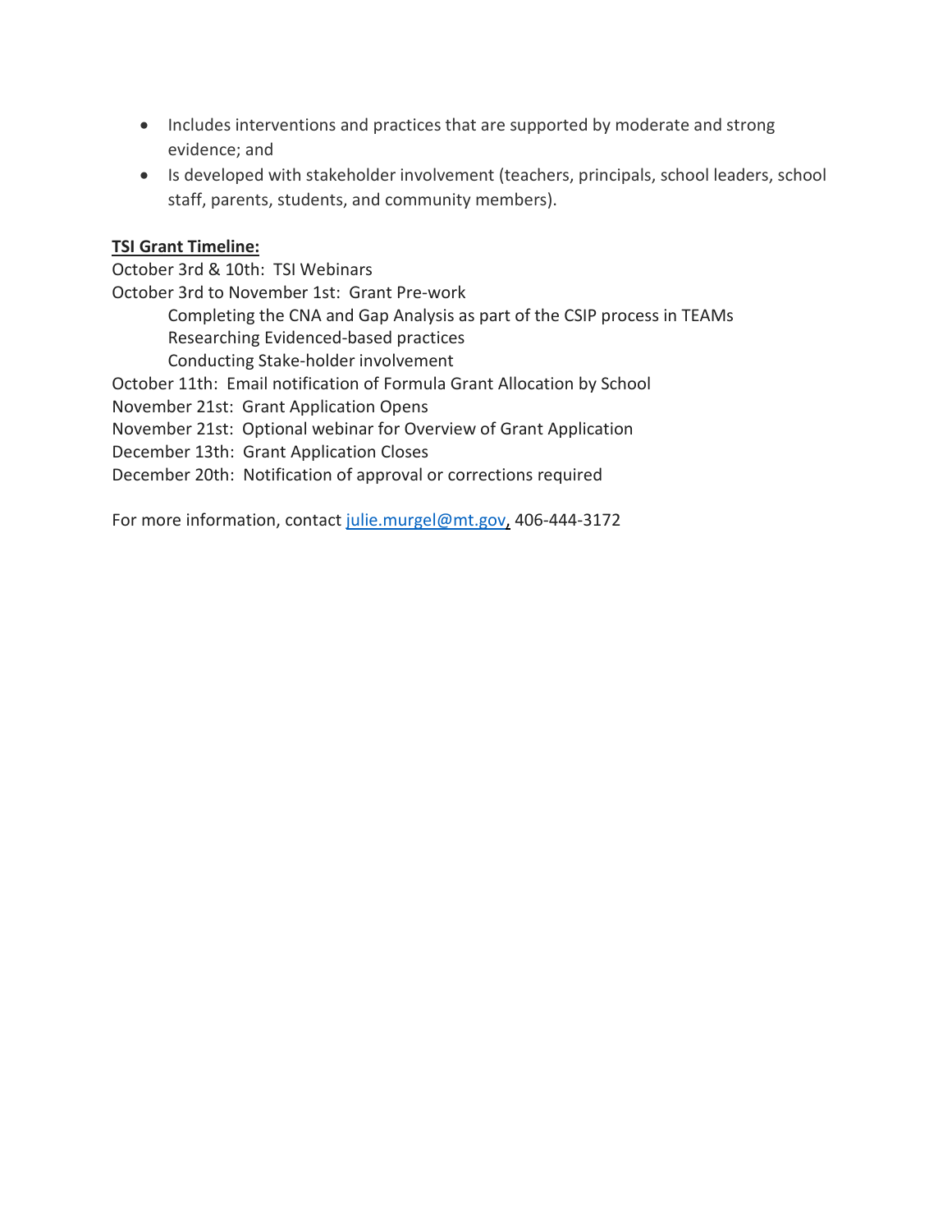- Includes interventions and practices that are supported by moderate and strong evidence; and
- Is developed with stakeholder involvement (teachers, principals, school leaders, school staff, parents, students, and community members).

**TSI Grant Timeline:**

October 3rd & 10th: TSI Webinars
October 3rd to November 1st: Grant Pre-work
    Completing the CNA and Gap Analysis as part of the CSIP process in TEAMs
    Researching Evidenced-based practices
    Conducting Stake-holder involvement
October 11th: Email notification of Formula Grant Allocation by School
November 21st: Grant Application Opens
November 21st: Optional webinar for Overview of Grant Application
December 13th: Grant Application Closes
December 20th: Notification of approval or corrections required

For more information, contact [julie.murgel@mt.gov](mailto:julie.murgel@mt.gov), 406-444-3172